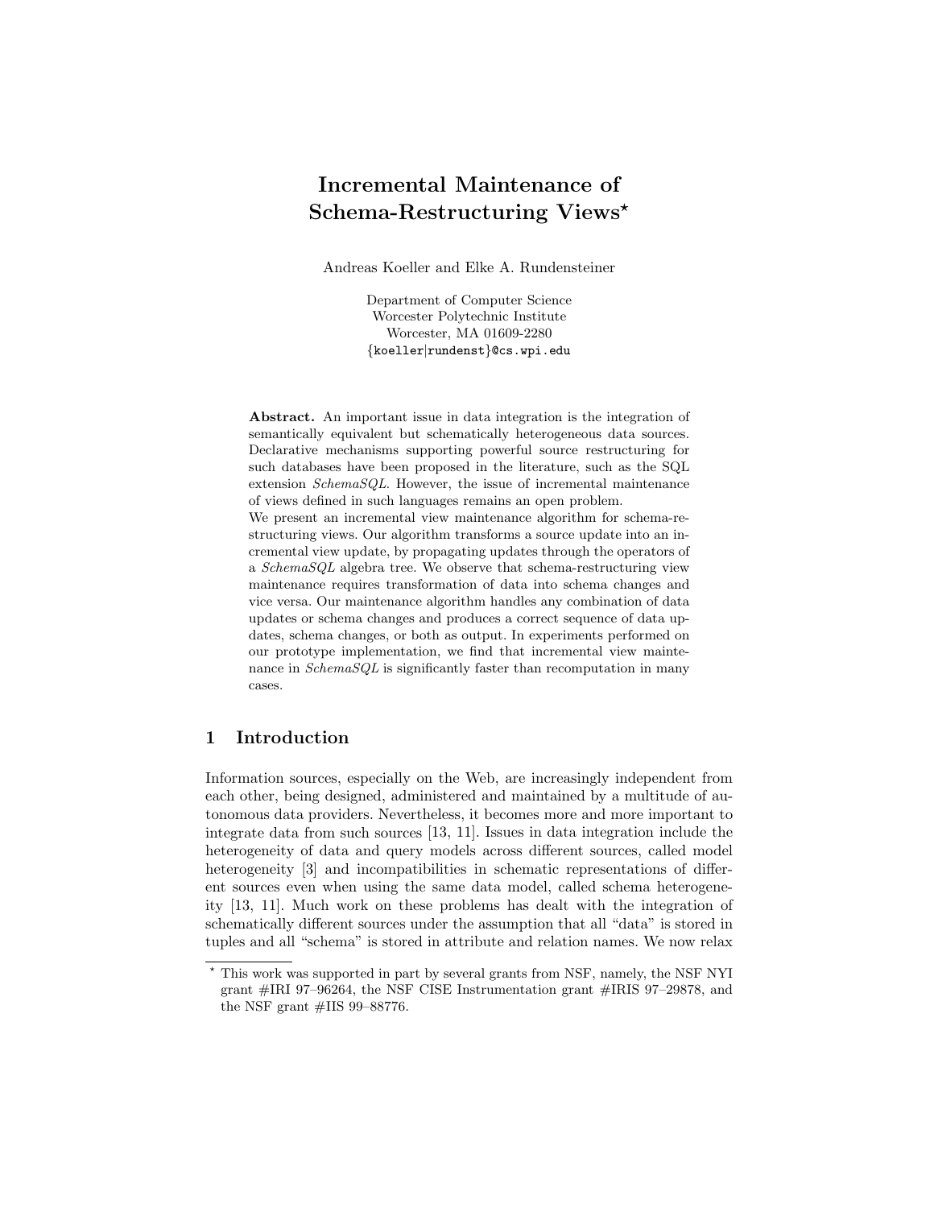# Incremental Maintenance of Schema-Restructuring Views*

Andreas Koeller and Elke A. Rundensteiner

Department of Computer Science
Worcester Polytechnic Institute
Worcester, MA 01609-2280
{koeller|rundenst}@cs.wpi.edu

**Abstract.** An important issue in data integration is the integration of semantically equivalent but schematically heterogeneous data sources. Declarative mechanisms supporting powerful source restructuring for such databases have been proposed in the literature, such as the SQL extension *SchemaSQL*. However, the issue of incremental maintenance of views defined in such languages remains an open problem.

We present an incremental view maintenance algorithm for schema-restructuring views. Our algorithm transforms a source update into an incremental view update, by propagating updates through the operators of a *SchemaSQL* algebra tree. We observe that schema-restructuring view maintenance requires transformation of data into schema changes and vice versa. Our maintenance algorithm handles any combination of data updates or schema changes and produces a correct sequence of data updates, schema changes, or both as output. In experiments performed on our prototype implementation, we find that incremental view maintenance in *SchemaSQL* is significantly faster than recomputation in many cases.

## 1 Introduction

Information sources, especially on the Web, are increasingly independent from each other, being designed, administered and maintained by a multitude of autonomous data providers. Nevertheless, it becomes more and more important to integrate data from such sources [13, 11]. Issues in data integration include the heterogeneity of data and query models across different sources, called model heterogeneity [3] and incompatibilities in schematic representations of different sources even when using the same data model, called schema heterogeneity [13, 11]. Much work on these problems has dealt with the integration of schematically different sources under the assumption that all "data" is stored in tuples and all "schema" is stored in attribute and relation names. We now relax

---

* This work was supported in part by several grants from NSF, namely, the NSF NYI grant #IRI 97–96264, the NSF CISE Instrumentation grant #IRIS 97–29878, and the NSF grant #IIS 99–88776.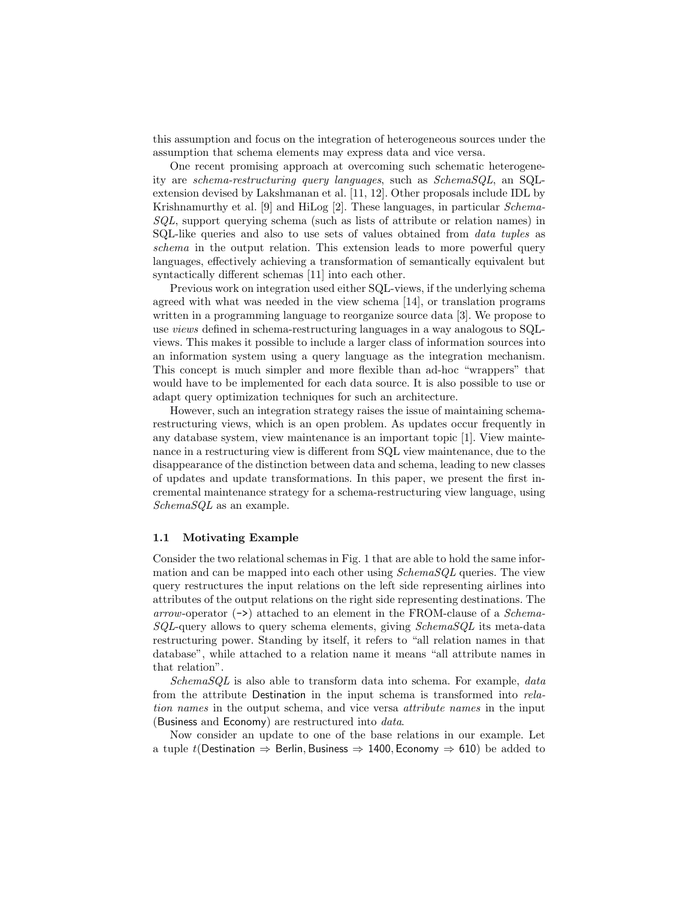this assumption and focus on the integration of heterogeneous sources under the assumption that schema elements may express data and vice versa.

One recent promising approach at overcoming such schematic heterogeneity are *schema-restructuring query languages*, such as *SchemaSQL*, an SQL-extension devised by Lakshmanan et al. [11, 12]. Other proposals include IDL by Krishnamurthy et al. [9] and HiLog [2]. These languages, in particular *SchemaSQL*, support querying schema (such as lists of attribute or relation names) in SQL-like queries and also to use sets of values obtained from *data tuples* as *schema* in the output relation. This extension leads to more powerful query languages, effectively achieving a transformation of semantically equivalent but syntactically different schemas [11] into each other.

Previous work on integration used either SQL-views, if the underlying schema agreed with what was needed in the view schema [14], or translation programs written in a programming language to reorganize source data [3]. We propose to use *views* defined in schema-restructuring languages in a way analogous to SQL-views. This makes it possible to include a larger class of information sources into an information system using a query language as the integration mechanism. This concept is much simpler and more flexible than ad-hoc "wrappers" that would have to be implemented for each data source. It is also possible to use or adapt query optimization techniques for such an architecture.

However, such an integration strategy raises the issue of maintaining schema-restructuring views, which is an open problem. As updates occur frequently in any database system, view maintenance is an important topic [1]. View maintenance in a restructuring view is different from SQL view maintenance, due to the disappearance of the distinction between data and schema, leading to new classes of updates and update transformations. In this paper, we present the first incremental maintenance strategy for a schema-restructuring view language, using *SchemaSQL* as an example.

### 1.1 Motivating Example

Consider the two relational schemas in Fig. 1 that are able to hold the same information and can be mapped into each other using *SchemaSQL* queries. The view query restructures the input relations on the left side representing airlines into attributes of the output relations on the right side representing destinations. The *arrow*-operator (`->`) attached to an element in the FROM-clause of a *SchemaSQL*-query allows to query schema elements, giving *SchemaSQL* its meta-data restructuring power. Standing by itself, it refers to "all relation names in that database", while attached to a relation name it means "all attribute names in that relation".

*SchemaSQL* is also able to transform data into schema. For example, *data* from the attribute Destination in the input schema is transformed into *relation names* in the output schema, and vice versa *attribute names* in the input (Business and Economy) are restructured into *data*.

Now consider an update to one of the base relations in our example. Let a tuple $t(\text{Destination} \Rightarrow \text{Berlin}, \text{Business} \Rightarrow 1400, \text{Economy} \Rightarrow 610)$ be added to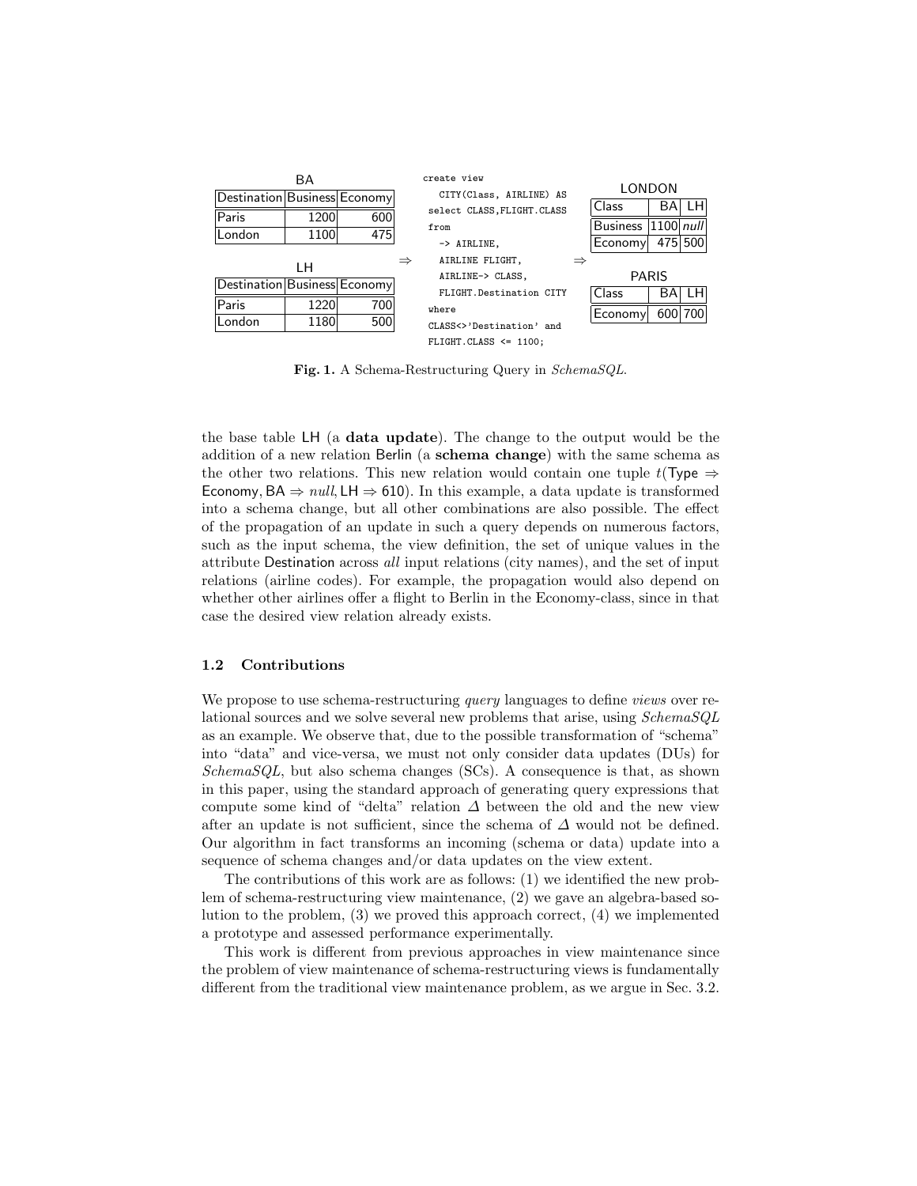BA

| Destination | Business | Economy |
|---|---|---|
| Paris | 1200 | 600 |
| London | 1100 | 475 |

LH

| Destination | Business | Economy |
|---|---|---|
| Paris | 1220 | 700 |
| London | 1180 | 500 |

⇒

```
create view
  CITY(Class, AIRLINE) AS
 select CLASS,FLIGHT.CLASS
 from
   -> AIRLINE,
   AIRLINE FLIGHT,
   AIRLINE-> CLASS,
   FLIGHT.Destination CITY
 where
 CLASS<>'Destination' and
 FLIGHT.CLASS <= 1100;
```

⇒

LONDON

| Class | BA | LH |
|---|---|---|
| Business | 1100 | *null* |
| Economy | 475 | 500 |

PARIS

| Class | BA | LH |
|---|---|---|
| Economy | 600 | 700 |

**Fig. 1.** A Schema-Restructuring Query in *SchemaSQL*.

the base table LH (a **data update**). The change to the output would be the addition of a new relation Berlin (a **schema change**) with the same schema as the other two relations. This new relation would contain one tuple $t$(Type $\Rightarrow$ Economy, BA $\Rightarrow$ *null*, LH $\Rightarrow$ 610). In this example, a data update is transformed into a schema change, but all other combinations are also possible. The effect of the propagation of an update in such a query depends on numerous factors, such as the input schema, the view definition, the set of unique values in the attribute Destination across *all* input relations (city names), and the set of input relations (airline codes). For example, the propagation would also depend on whether other airlines offer a flight to Berlin in the Economy-class, since in that case the desired view relation already exists.

### 1.2 Contributions

We propose to use schema-restructuring *query* languages to define *views* over relational sources and we solve several new problems that arise, using *SchemaSQL* as an example. We observe that, due to the possible transformation of "schema" into "data" and vice-versa, we must not only consider data updates (DUs) for *SchemaSQL*, but also schema changes (SCs). A consequence is that, as shown in this paper, using the standard approach of generating query expressions that compute some kind of "delta" relation $\Delta$ between the old and the new view after an update is not sufficient, since the schema of $\Delta$ would not be defined. Our algorithm in fact transforms an incoming (schema or data) update into a sequence of schema changes and/or data updates on the view extent.

The contributions of this work are as follows: (1) we identified the new problem of schema-restructuring view maintenance, (2) we gave an algebra-based solution to the problem, (3) we proved this approach correct, (4) we implemented a prototype and assessed performance experimentally.

This work is different from previous approaches in view maintenance since the problem of view maintenance of schema-restructuring views is fundamentally different from the traditional view maintenance problem, as we argue in Sec. 3.2.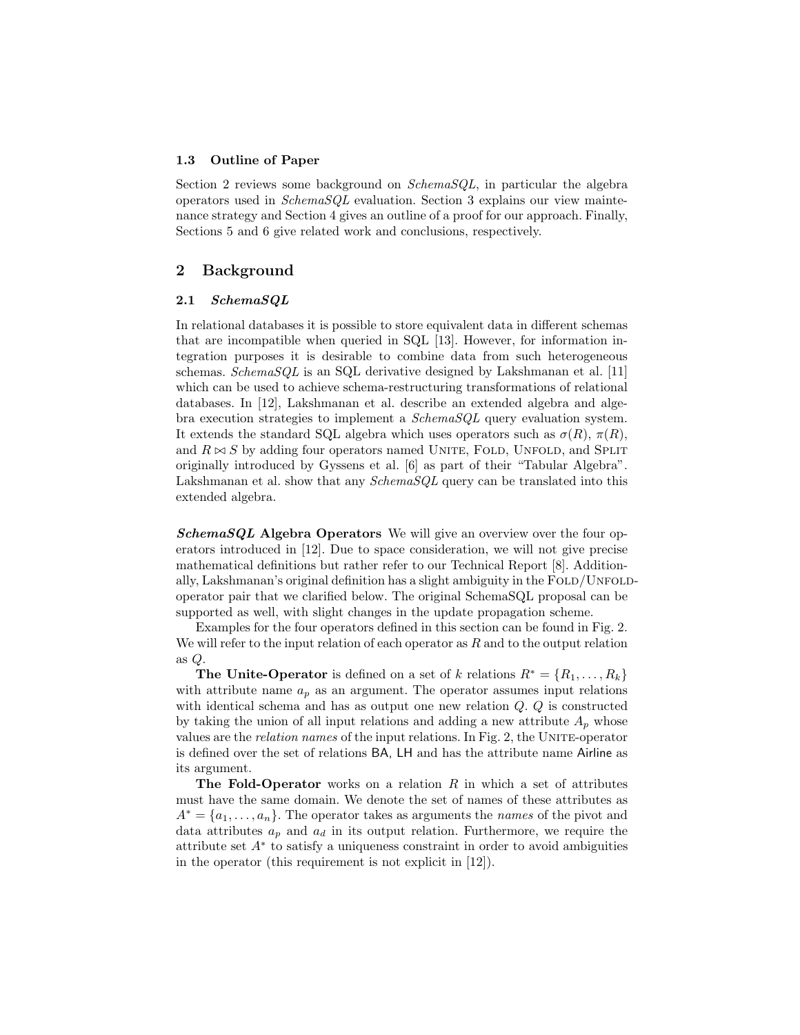### 1.3 Outline of Paper

Section 2 reviews some background on *SchemaSQL*, in particular the algebra operators used in *SchemaSQL* evaluation. Section 3 explains our view maintenance strategy and Section 4 gives an outline of a proof for our approach. Finally, Sections 5 and 6 give related work and conclusions, respectively.

## 2 Background

### 2.1 *SchemaSQL*

In relational databases it is possible to store equivalent data in different schemas that are incompatible when queried in SQL [13]. However, for information integration purposes it is desirable to combine data from such heterogeneous schemas. *SchemaSQL* is an SQL derivative designed by Lakshmanan et al. [11] which can be used to achieve schema-restructuring transformations of relational databases. In [12], Lakshmanan et al. describe an extended algebra and algebra execution strategies to implement a *SchemaSQL* query evaluation system. It extends the standard SQL algebra which uses operators such as $\sigma(R)$, $\pi(R)$, and $R \bowtie S$ by adding four operators named UNITE, FOLD, UNFOLD, and SPLIT originally introduced by Gyssens et al. [6] as part of their "Tabular Algebra". Lakshmanan et al. show that any *SchemaSQL* query can be translated into this extended algebra.

***SchemaSQL* Algebra Operators** We will give an overview over the four operators introduced in [12]. Due to space consideration, we will not give precise mathematical definitions but rather refer to our Technical Report [8]. Additionally, Lakshmanan's original definition has a slight ambiguity in the FOLD/UNFOLD-operator pair that we clarified below. The original SchemaSQL proposal can be supported as well, with slight changes in the update propagation scheme.

Examples for the four operators defined in this section can be found in Fig. 2. We will refer to the input relation of each operator as $R$ and to the output relation as $Q$.

**The Unite-Operator** is defined on a set of $k$ relations $R^* = \{R_1, \ldots, R_k\}$ with attribute name $a_p$ as an argument. The operator assumes input relations with identical schema and has as output one new relation $Q$. $Q$ is constructed by taking the union of all input relations and adding a new attribute $A_p$ whose values are the *relation names* of the input relations. In Fig. 2, the UNITE-operator is defined over the set of relations BA, LH and has the attribute name Airline as its argument.

**The Fold-Operator** works on a relation $R$ in which a set of attributes must have the same domain. We denote the set of names of these attributes as $A^* = \{a_1, \ldots, a_n\}$. The operator takes as arguments the *names* of the pivot and data attributes $a_p$ and $a_d$ in its output relation. Furthermore, we require the attribute set $A^*$ to satisfy a uniqueness constraint in order to avoid ambiguities in the operator (this requirement is not explicit in [12]).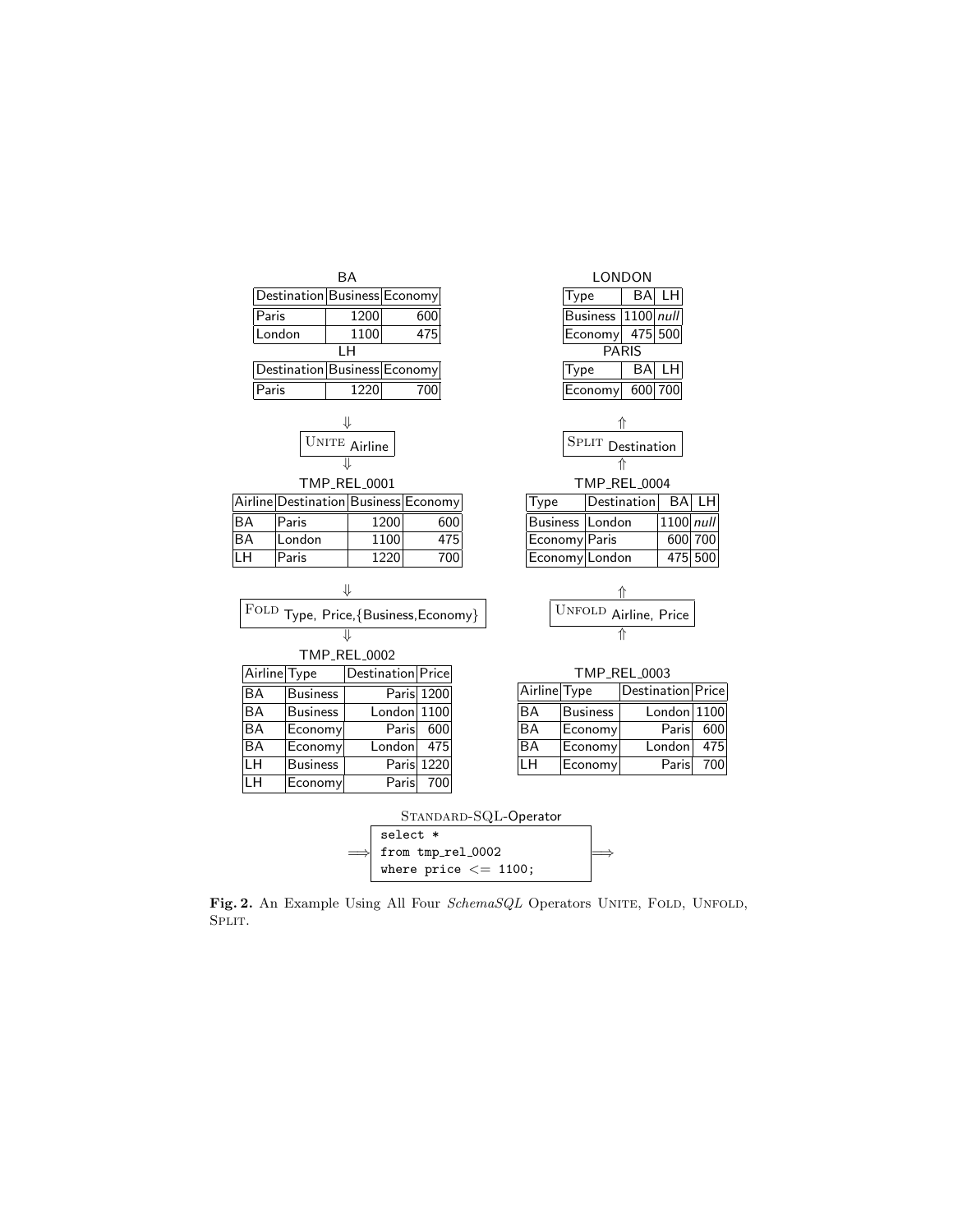BA

| Destination | Business | Economy |
| --- | --- | --- |
| Paris | 1200 | 600 |
| London | 1100 | 475 |

LH

| Destination | Business | Economy |
| --- | --- | --- |
| Paris | 1220 | 700 |

⇓

UNITE $_{\text{Airline}}$

⇓

TMP_REL_0001

| Airline | Destination | Business | Economy |
| --- | --- | --- | --- |
| BA | Paris | 1200 | 600 |
| BA | London | 1100 | 475 |
| LH | Paris | 1220 | 700 |

⇓

FOLD $_{\text{Type, Price,\{Business,Economy\}}}$

⇓

TMP_REL_0002

| Airline | Type | Destination | Price |
| --- | --- | --- | --- |
| BA | Business | Paris | 1200 |
| BA | Business | London | 1100 |
| BA | Economy | Paris | 600 |
| BA | Economy | London | 475 |
| LH | Business | Paris | 1220 |
| LH | Economy | Paris | 700 |

⟹ STANDARD-SQL-Operator ⟹

```
select *
from tmp_rel_0002
where price <= 1100;
```

TMP_REL_0003

| Airline | Type | Destination | Price |
| --- | --- | --- | --- |
| BA | Business | London | 1100 |
| BA | Economy | Paris | 600 |
| BA | Economy | London | 475 |
| LH | Economy | Paris | 700 |

⇑

UNFOLD $_{\text{Airline, Price}}$

⇑

TMP_REL_0004

| Type | Destination | BA | LH |
| --- | --- | --- | --- |
| Business | London | 1100 | *null* |
| Economy | Paris | 600 | 700 |
| Economy | London | 475 | 500 |

⇑

SPLIT $_{\text{Destination}}$

⇑

LONDON

| Type | BA | LH |
| --- | --- | --- |
| Business | 1100 | *null* |
| Economy | 475 | 500 |

PARIS

| Type | BA | LH |
| --- | --- | --- |
| Economy | 600 | 700 |

**Fig. 2.** An Example Using All Four *SchemaSQL* Operators UNITE, FOLD, UNFOLD, SPLIT.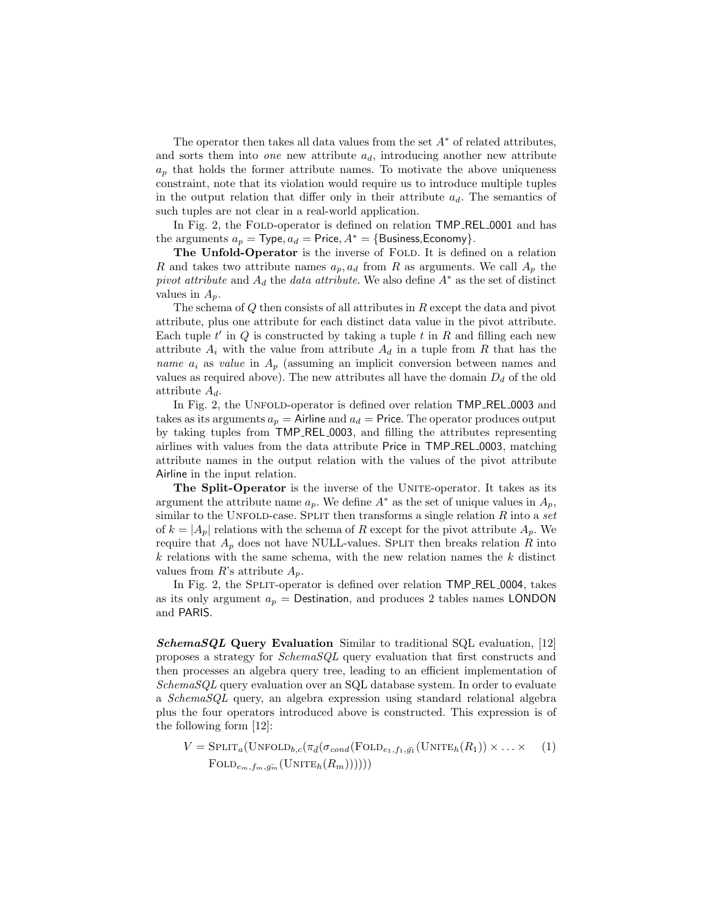The operator then takes all data values from the set $A^*$ of related attributes, and sorts them into *one* new attribute $a_d$, introducing another new attribute $a_p$ that holds the former attribute names. To motivate the above uniqueness constraint, note that its violation would require us to introduce multiple tuples in the output relation that differ only in their attribute $a_d$. The semantics of such tuples are not clear in a real-world application.

In Fig. 2, the Fold-operator is defined on relation TMP_REL_0001 and has the arguments $a_p =$ Type, $a_d =$ Price, $A^* = \{$Business,Economy$\}$.

**The Unfold-Operator** is the inverse of Fold. It is defined on a relation $R$ and takes two attribute names $a_p, a_d$ from $R$ as arguments. We call $A_p$ the *pivot attribute* and $A_d$ the *data attribute*. We also define $A^*$ as the set of distinct values in $A_p$.

The schema of $Q$ then consists of all attributes in $R$ except the data and pivot attribute, plus one attribute for each distinct data value in the pivot attribute. Each tuple $t'$ in $Q$ is constructed by taking a tuple $t$ in $R$ and filling each new attribute $A_i$ with the value from attribute $A_d$ in a tuple from $R$ that has the *name* $a_i$ as *value* in $A_p$ (assuming an implicit conversion between names and values as required above). The new attributes all have the domain $D_d$ of the old attribute $A_d$.

In Fig. 2, the Unfold-operator is defined over relation TMP_REL_0003 and takes as its arguments $a_p =$ Airline and $a_d =$ Price. The operator produces output by taking tuples from TMP_REL_0003, and filling the attributes representing airlines with values from the data attribute Price in TMP_REL_0003, matching attribute names in the output relation with the values of the pivot attribute Airline in the input relation.

**The Split-Operator** is the inverse of the Unite-operator. It takes as its argument the attribute name $a_p$. We define $A^*$ as the set of unique values in $A_p$, similar to the Unfold-case. Split then transforms a single relation $R$ into a *set* of $k = |A_p|$ relations with the schema of $R$ except for the pivot attribute $A_p$. We require that $A_p$ does not have NULL-values. Split then breaks relation $R$ into $k$ relations with the same schema, with the new relation names the $k$ distinct values from $R$'s attribute $A_p$.

In Fig. 2, the Split-operator is defined over relation TMP_REL_0004, takes as its only argument $a_p =$ Destination, and produces 2 tables names LONDON and PARIS.

***SchemaSQL* Query Evaluation** Similar to traditional SQL evaluation, [12] proposes a strategy for *SchemaSQL* query evaluation that first constructs and then processes an algebra query tree, leading to an efficient implementation of *SchemaSQL* query evaluation over an SQL database system. In order to evaluate a *SchemaSQL* query, an algebra expression using standard relational algebra plus the four operators introduced above is constructed. This expression is of the following form [12]:

$$V = \text{Split}_a(\text{Unfold}_{b,c}(\pi_{\bar{d}}(\sigma_{cond}(\text{Fold}_{e_1,f_1,\bar{g_1}}(\text{Unite}_h(R_1)) \times \ldots \times \text{Fold}_{e_m,f_m,\bar{g_m}}(\text{Unite}_h(R_m)))))) \quad (1)$$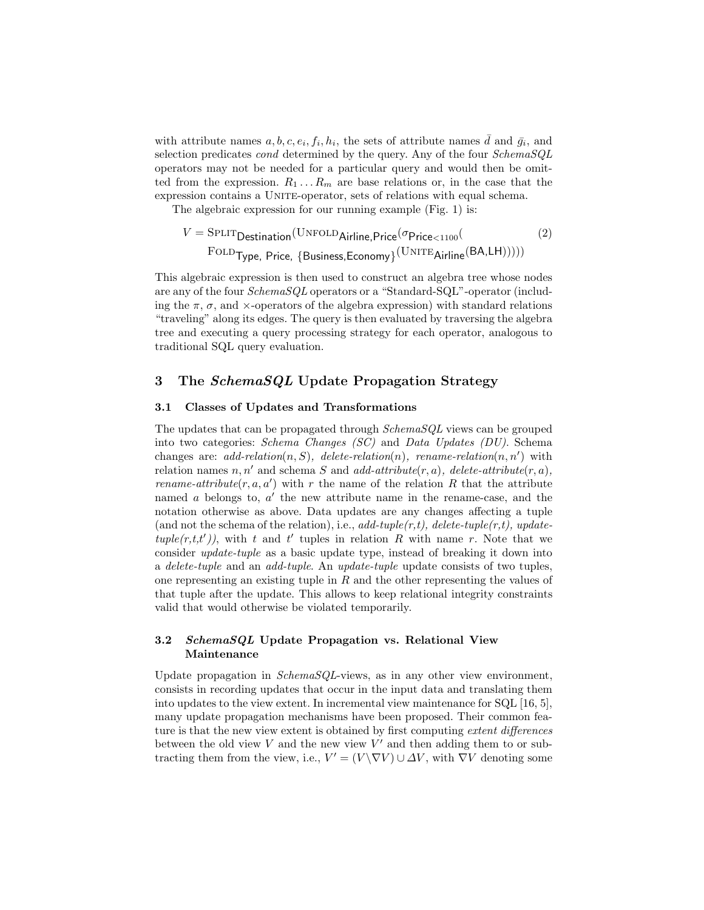with attribute names $a, b, c, e_i, f_i, h_i$, the sets of attribute names $\bar{d}$ and $\bar{g}_i$, and selection predicates *cond* determined by the query. Any of the four *SchemaSQL* operators may not be needed for a particular query and would then be omitted from the expression. $R_1 \ldots R_m$ are base relations or, in the case that the expression contains a UNITE-operator, sets of relations with equal schema.

The algebraic expression for our running example (Fig. 1) is:

$$V = \text{SPLIT}_{\mathsf{Destination}}(\text{UNFOLD}_{\mathsf{Airline,Price}}(\sigma_{\mathsf{Price}<1100}( \text{FOLD}_{\mathsf{Type,\ Price,\ \{Business,Economy\}}}(\text{UNITE}_{\mathsf{Airline}}(\mathsf{BA,LH}))))) \quad (2)$$

This algebraic expression is then used to construct an algebra tree whose nodes are any of the four *SchemaSQL* operators or a "Standard-SQL"-operator (including the $\pi$, $\sigma$, and $\times$-operators of the algebra expression) with standard relations "traveling" along its edges. The query is then evaluated by traversing the algebra tree and executing a query processing strategy for each operator, analogous to traditional SQL query evaluation.

## 3 The *SchemaSQL* Update Propagation Strategy

### 3.1 Classes of Updates and Transformations

The updates that can be propagated through *SchemaSQL* views can be grouped into two categories: *Schema Changes (SC)* and *Data Updates (DU)*. Schema changes are: *add-relation*$(n, S)$, *delete-relation*$(n)$, *rename-relation*$(n, n')$ with relation names $n, n'$ and schema $S$ and *add-attribute*$(r, a)$, *delete-attribute*$(r, a)$, *rename-attribute*$(r, a, a')$ with $r$ the name of the relation $R$ that the attribute named $a$ belongs to, $a'$ the new attribute name in the rename-case, and the notation otherwise as above. Data updates are any changes affecting a tuple (and not the schema of the relation), i.e., *add-tuple(r,t), delete-tuple(r,t), update-tuple(r,t,t')*), with $t$ and $t'$ tuples in relation $R$ with name $r$. Note that we consider *update-tuple* as a basic update type, instead of breaking it down into a *delete-tuple* and an *add-tuple*. An *update-tuple* update consists of two tuples, one representing an existing tuple in $R$ and the other representing the values of that tuple after the update. This allows to keep relational integrity constraints valid that would otherwise be violated temporarily.

### 3.2 *SchemaSQL* Update Propagation vs. Relational View Maintenance

Update propagation in *SchemaSQL*-views, as in any other view environment, consists in recording updates that occur in the input data and translating them into updates to the view extent. In incremental view maintenance for SQL [16, 5], many update propagation mechanisms have been proposed. Their common feature is that the new view extent is obtained by first computing *extent differences* between the old view $V$ and the new view $V'$ and then adding them to or subtracting them from the view, i.e., $V' = (V \setminus \nabla V) \cup \Delta V$, with $\nabla V$ denoting some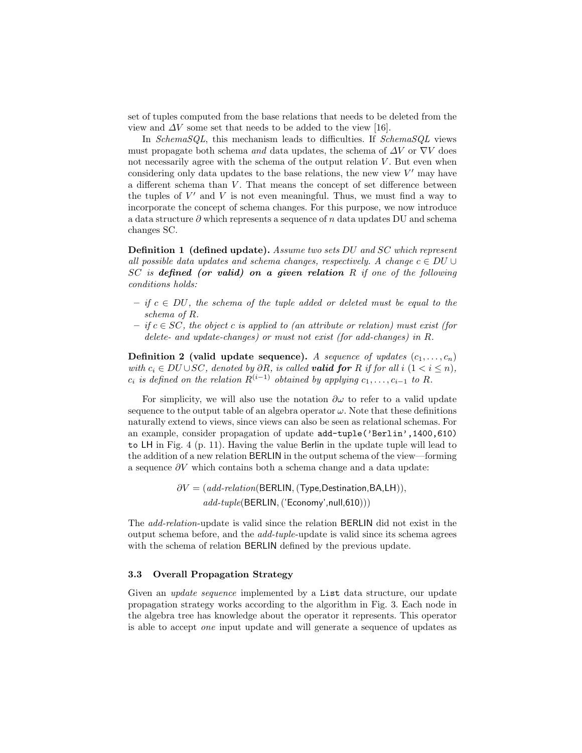set of tuples computed from the base relations that needs to be deleted from the view and $\Delta V$ some set that needs to be added to the view [16].

In *SchemaSQL*, this mechanism leads to difficulties. If *SchemaSQL* views must propagate both schema *and* data updates, the schema of $\Delta V$ or $\nabla V$ does not necessarily agree with the schema of the output relation $V$. But even when considering only data updates to the base relations, the new view $V'$ may have a different schema than $V$. That means the concept of set difference between the tuples of $V'$ and $V$ is not even meaningful. Thus, we must find a way to incorporate the concept of schema changes. For this purpose, we now introduce a data structure $\partial$ which represents a sequence of $n$ data updates DU and schema changes SC.

**Definition 1 (defined update).** *Assume two sets DU and SC which represent all possible data updates and schema changes, respectively. A change $c \in DU \cup SC$ is **defined (or valid) on a given relation** $R$ if one of the following conditions holds:*

- *if $c \in DU$, the schema of the tuple added or deleted must be equal to the schema of $R$.*
- *if $c \in SC$, the object $c$ is applied to (an attribute or relation) must exist (for delete- and update-changes) or must not exist (for add-changes) in $R$.*

**Definition 2 (valid update sequence).** *A sequence of updates $(c_1, \ldots, c_n)$ with $c_i \in DU \cup SC$, denoted by $\partial R$, is called **valid for** $R$ if for all $i$ $(1 < i \leq n)$, $c_i$ is defined on the relation $R^{(i-1)}$ obtained by applying $c_1, \ldots, c_{i-1}$ to $R$.*

For simplicity, we will also use the notation $\partial\omega$ to refer to a valid update sequence to the output table of an algebra operator $\omega$. Note that these definitions naturally extend to views, since views can also be seen as relational schemas. For an example, consider propagation of update `add-tuple('Berlin',1400,610)` `to LH` in Fig. 4 (p. 11). Having the value Berlin in the update tuple will lead to the addition of a new relation BERLIN in the output schema of the view—forming a sequence $\partial V$ which contains both a schema change and a data update:

$$\partial V = (\textit{add-relation}(\mathsf{BERLIN}, (\mathsf{Type}, \mathsf{Destination}, \mathsf{BA}, \mathsf{LH})),\\ \textit{add-tuple}(\mathsf{BERLIN}, (\text{'}\mathsf{Economy}\text{'}, \mathsf{null}, \mathsf{610})))$$

The *add-relation*-update is valid since the relation BERLIN did not exist in the output schema before, and the *add-tuple*-update is valid since its schema agrees with the schema of relation BERLIN defined by the previous update.

### 3.3 Overall Propagation Strategy

Given an *update sequence* implemented by a `List` data structure, our update propagation strategy works according to the algorithm in Fig. 3. Each node in the algebra tree has knowledge about the operator it represents. This operator is able to accept *one* input update and will generate a sequence of updates as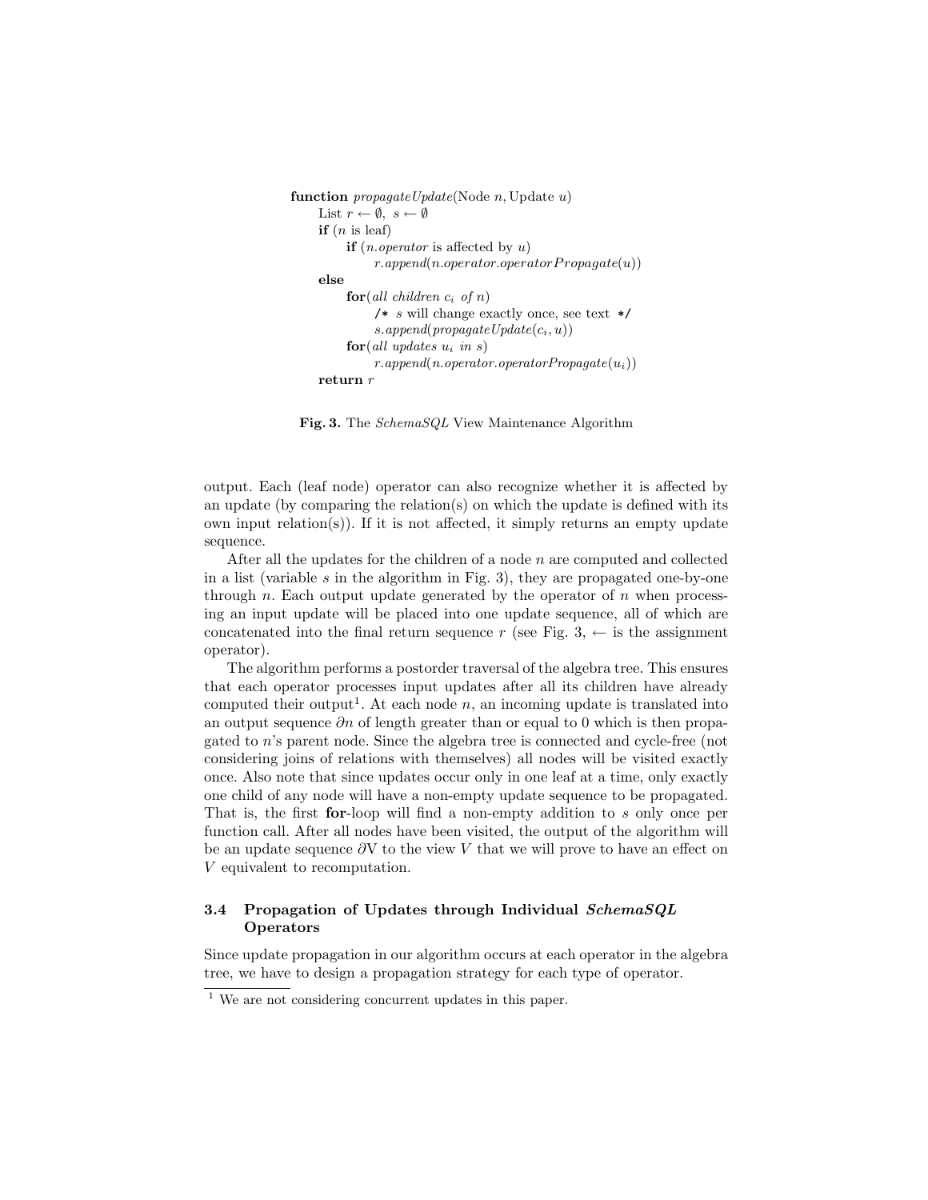```
function propagateUpdate(Node n, Update u)
    List r ← ∅, s ← ∅
    if (n is leaf)
        if (n.operator is affected by u)
            r.append(n.operator.operatorPropagate(u))
    else
        for(all children c_i of n)
            /* s will change exactly once, see text */
            s.append(propagateUpdate(c_i, u))
        for(all updates u_i in s)
            r.append(n.operator.operatorPropagate(u_i))
    return r
```

**Fig. 3.** The *SchemaSQL* View Maintenance Algorithm

output. Each (leaf node) operator can also recognize whether it is affected by an update (by comparing the relation(s) on which the update is defined with its own input relation(s)). If it is not affected, it simply returns an empty update sequence.

After all the updates for the children of a node $n$ are computed and collected in a list (variable $s$ in the algorithm in Fig. 3), they are propagated one-by-one through $n$. Each output update generated by the operator of $n$ when processing an input update will be placed into one update sequence, all of which are concatenated into the final return sequence $r$ (see Fig. 3, $\leftarrow$ is the assignment operator).

The algorithm performs a postorder traversal of the algebra tree. This ensures that each operator processes input updates after all its children have already computed their output[1]. At each node $n$, an incoming update is translated into an output sequence $\partial n$ of length greater than or equal to 0 which is then propagated to $n$'s parent node. Since the algebra tree is connected and cycle-free (not considering joins of relations with themselves) all nodes will be visited exactly once. Also note that since updates occur only in one leaf at a time, only exactly one child of any node will have a non-empty update sequence to be propagated. That is, the first **for**-loop will find a non-empty addition to $s$ only **once** per function call. After all nodes have been visited, the output of the algorithm will be an update sequence $\partial$V to the view $V$ that we will prove to have an effect on $V$ equivalent to recomputation.

### 3.4 Propagation of Updates through Individual *SchemaSQL* Operators

Since update propagation in our algorithm occurs at each operator in the algebra tree, we have to design a propagation strategy for each type of operator.

[1] We are not considering concurrent updates in this paper.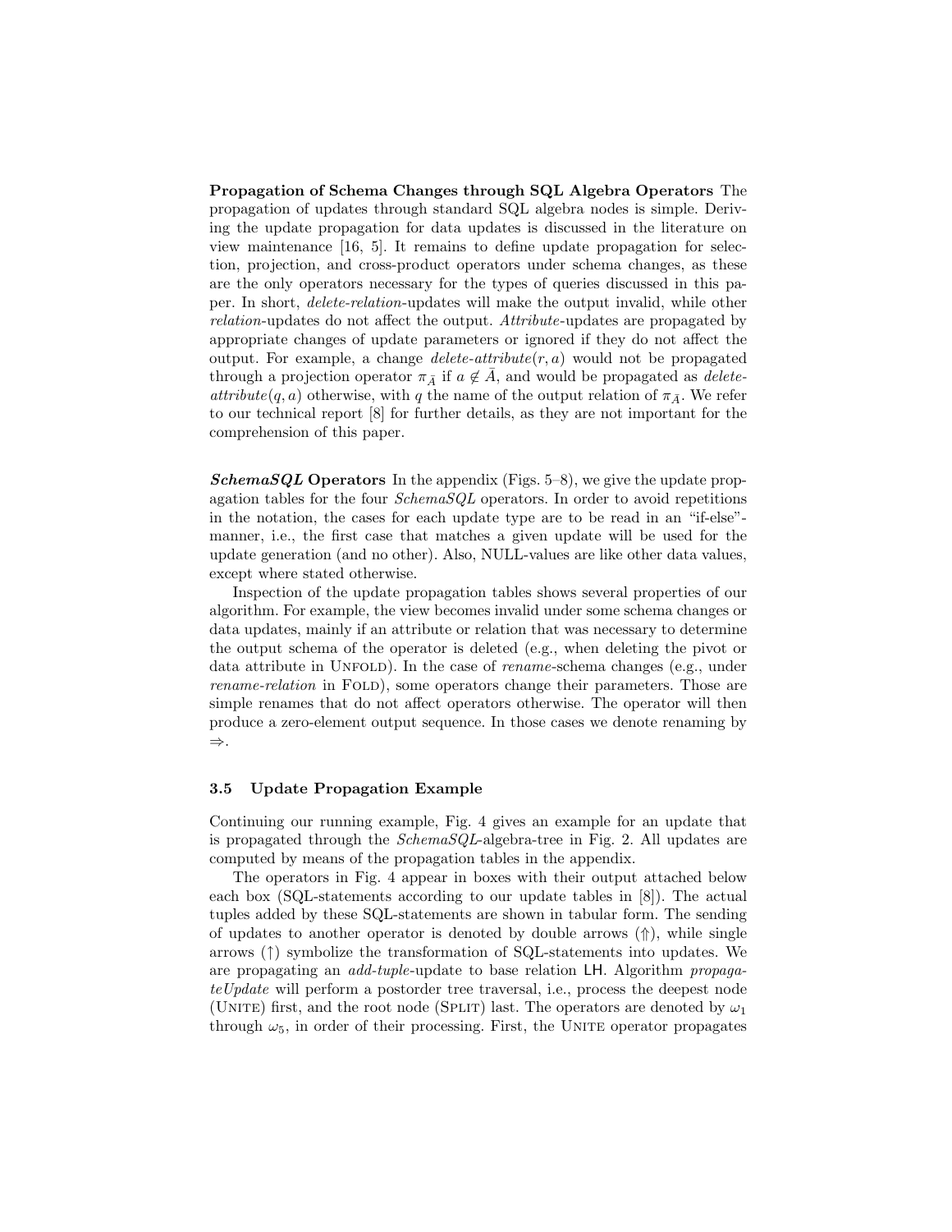**Propagation of Schema Changes through SQL Algebra Operators** The propagation of updates through standard SQL algebra nodes is simple. Deriving the update propagation for data updates is discussed in the literature on view maintenance [16, 5]. It remains to define update propagation for selection, projection, and cross-product operators under schema changes, as these are the only operators necessary for the types of queries discussed in this paper. In short, *delete-relation*-updates will make the output invalid, while other *relation*-updates do not affect the output. *Attribute*-updates are propagated by appropriate changes of update parameters or ignored if they do not affect the output. For example, a change *delete-attribute*$(r, a)$ would not be propagated through a projection operator $\pi_{\bar{A}}$ if $a \notin \bar{A}$, and would be propagated as *delete-attribute*$(q, a)$ otherwise, with $q$ the name of the output relation of $\pi_{\bar{A}}$. We refer to our technical report [8] for further details, as they are not important for the comprehension of this paper.

***SchemaSQL* Operators** In the appendix (Figs. 5–8), we give the update propagation tables for the four *SchemaSQL* operators. In order to avoid repetitions in the notation, the cases for each update type are to be read in an "if-else"-manner, i.e., the first case that matches a given update will be used for the update generation (and no other). Also, NULL-values are like other data values, except where stated otherwise.

Inspection of the update propagation tables shows several properties of our algorithm. For example, the view becomes invalid under some schema changes or data updates, mainly if an attribute or relation that was necessary to determine the output schema of the operator is deleted (e.g., when deleting the pivot or data attribute in UNFOLD). In the case of *rename*-schema changes (e.g., under *rename-relation* in FOLD), some operators change their parameters. Those are simple renames that do not affect operators otherwise. The operator will then produce a zero-element output sequence. In those cases we denote renaming by $\Rightarrow$.

### 3.5 Update Propagation Example

Continuing our running example, Fig. 4 gives an example for an update that is propagated through the *SchemaSQL*-algebra-tree in Fig. 2. All updates are computed by means of the propagation tables in the appendix.

The operators in Fig. 4 appear in boxes with their output attached below each box (SQL-statements according to our update tables in [8]). The actual tuples added by these SQL-statements are shown in tabular form. The sending of updates to another operator is denoted by double arrows ($\Uparrow$), while single arrows ($\uparrow$) symbolize the transformation of SQL-statements into updates. We are propagating an *add-tuple*-update to base relation LH. Algorithm *propagateUpdate* will perform a postorder tree traversal, i.e., process the deepest node (UNITE) first, and the root node (SPLIT) last. The operators are denoted by $\omega_1$ through $\omega_5$, in order of their processing. First, the UNITE operator propagates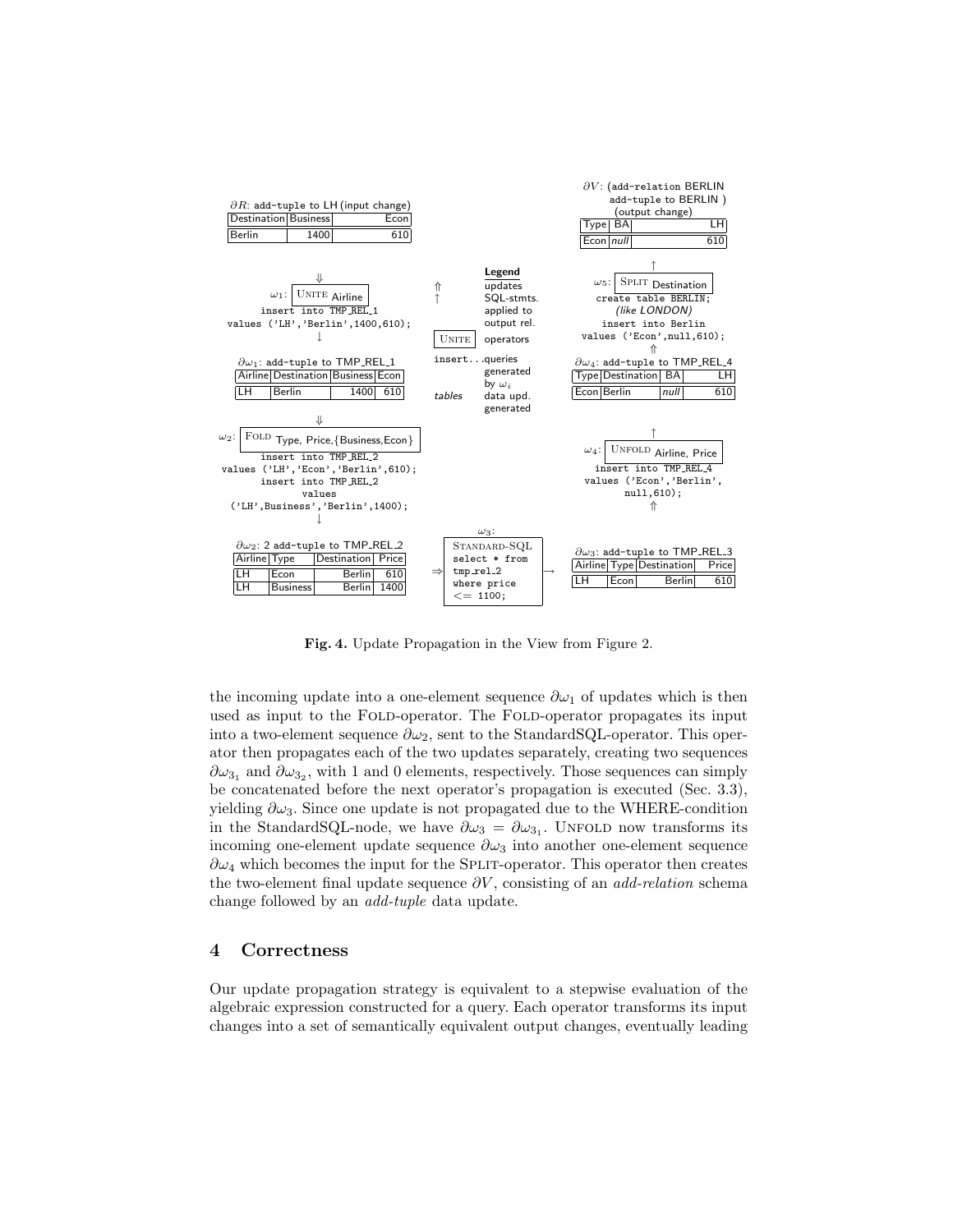$\partial R$: add-tuple to LH (input change)

| Destination | Business | Econ |
|---|---|---|
| Berlin | 1400 | 610 |

$\omega_1$: UNITE Airline

```
insert into TMP_REL_1
values ('LH','Berlin',1400,610);
```

$\partial\omega_1$: add-tuple to TMP_REL_1

| Airline | Destination | Business | Econ |
|---|---|---|---|
| LH | Berlin | 1400 | 610 |

$\omega_2$: FOLD Type, Price,{Business,Econ}

```
insert into TMP_REL_2
values ('LH','Econ','Berlin',610);
insert into TMP_REL_2
values
('LH',Business','Berlin',1400);
```

$\partial\omega_2$: 2 add-tuple to TMP_REL_2

| Airline | Type | Destination | Price |
|---|---|---|---|
| LH | Econ | Berlin | 610 |
| LH | Business | Berlin | 1400 |

$\omega_3$: STANDARD-SQL

```
select * from
tmp_rel_2
where price
<= 1100;
```

$\partial\omega_3$: add-tuple to TMP_REL_3

| Airline | Type | Destination | Price |
|---|---|---|---|
| LH | Econ | Berlin | 610 |

$\omega_4$: UNFOLD Airline, Price

```
insert into TMP_REL_4
values ('Econ','Berlin',
null,610);
```

$\partial\omega_4$: add-tuple to TMP_REL_4

| Type | Destination | BA | LH |
|---|---|---|---|
| Econ | Berlin | *null* | 610 |

$\omega_5$: SPLIT Destination

```
create table BERLIN;
(like LONDON)
insert into Berlin
values ('Econ',null,610);
```

$\partial V$: (add-relation BERLIN add-tuple to BERLIN ) (output change)

| Type | BA | LH |
|---|---|---|
| Econ | *null* | 610 |

**Legend**

- $\Uparrow$ updates
- $\uparrow$ SQL-stmts. applied to output rel.
- UNITE operators
- insert...queries generated by $\omega_i$
- *tables* data upd. generated

**Fig. 4.** Update Propagation in the View from Figure 2.

the incoming update into a one-element sequence $\partial\omega_1$ of updates which is then used as input to the FOLD-operator. The FOLD-operator propagates its input into a two-element sequence $\partial\omega_2$, sent to the StandardSQL-operator. This operator then propagates each of the two updates separately, creating two sequences $\partial\omega_{3_1}$ and $\partial\omega_{3_2}$, with 1 and 0 elements, respectively. Those sequences can simply be concatenated before the next operator's propagation is executed (Sec. 3.3), yielding $\partial\omega_3$. Since one update is not propagated due to the WHERE-condition in the StandardSQL-node, we have $\partial\omega_3 = \partial\omega_{3_1}$. UNFOLD now transforms its incoming one-element update sequence $\partial\omega_3$ into another one-element sequence $\partial\omega_4$ which becomes the input for the SPLIT-operator. This operator then creates the two-element final update sequence $\partial V$, consisting of an *add-relation* schema change followed by an *add-tuple* data update.

## 4 Correctness

Our update propagation strategy is equivalent to a stepwise evaluation of the algebraic expression constructed for a query. Each operator transforms its input changes into a set of semantically equivalent output changes, eventually leading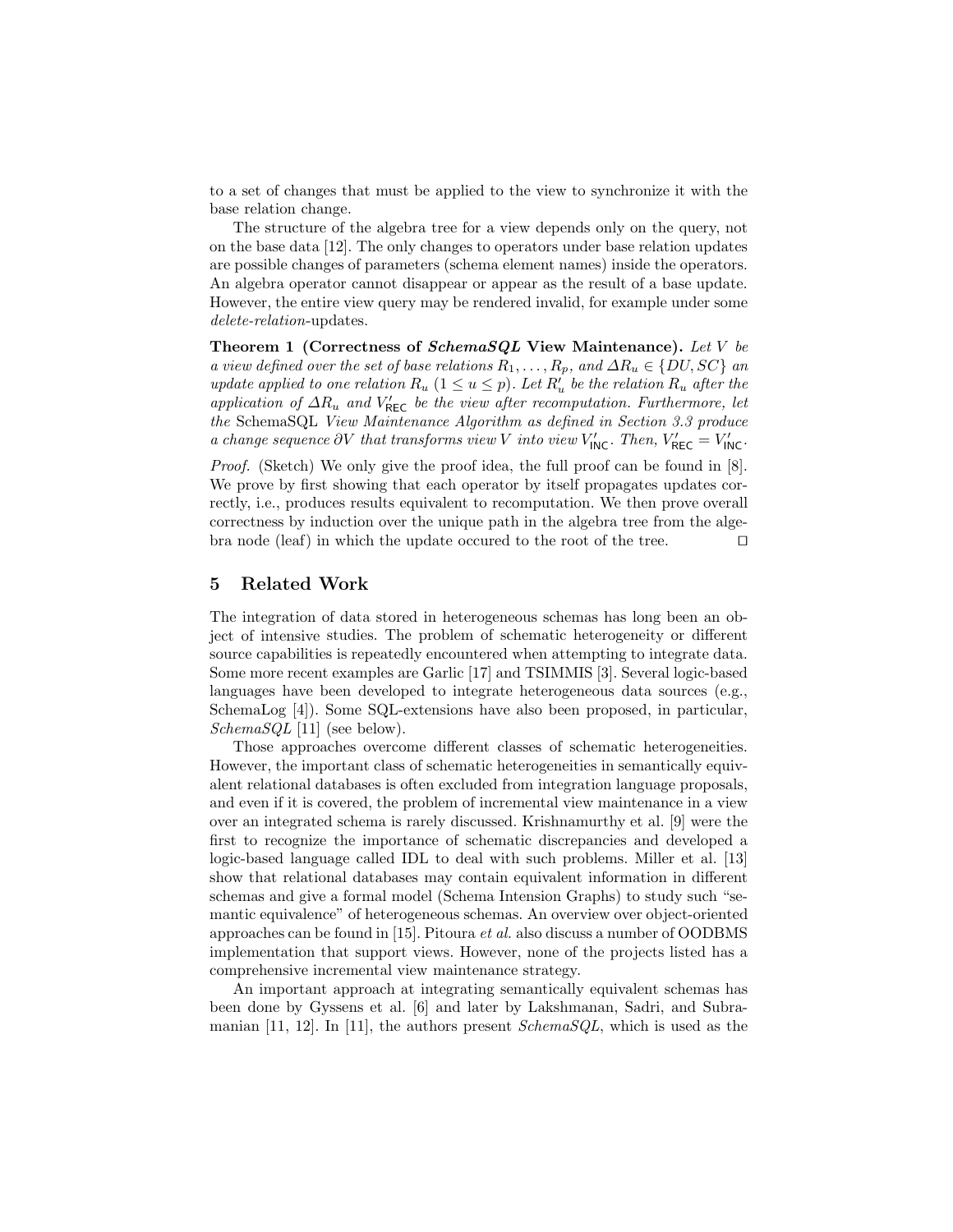to a set of changes that must be applied to the view to synchronize it with the base relation change.

The structure of the algebra tree for a view depends only on the query, not on the base data [12]. The only changes to operators under base relation updates are possible changes of parameters (schema element names) inside the operators. An algebra operator cannot disappear or appear as the result of a base update. However, the entire view query may be rendered invalid, for example under some *delete-relation*-updates.

**Theorem 1 (Correctness of *SchemaSQL* View Maintenance).** *Let $V$ be a view defined over the set of base relations $R_1, \ldots, R_p$, and $\Delta R_u \in \{DU, SC\}$ an update applied to one relation $R_u$ ($1 \leq u \leq p$). Let $R'_u$ be the relation $R_u$ after the application of $\Delta R_u$ and $V'_{\mathsf{REC}}$ be the view after recomputation. Furthermore, let the* SchemaSQL *View Maintenance Algorithm as defined in Section 3.3 produce a change sequence $\partial V$ that transforms view $V$ into view $V'_{\mathsf{INC}}$. Then, $V'_{\mathsf{REC}} = V'_{\mathsf{INC}}$.*

*Proof.* (Sketch) We only give the proof idea, the full proof can be found in [8]. We prove by first showing that each operator by itself propagates updates correctly, i.e., produces results equivalent to recomputation. We then prove overall correctness by induction over the unique path in the algebra tree from the algebra node (leaf) in which the update occured to the root of the tree. □

## 5 Related Work

The integration of data stored in heterogeneous schemas has long been an object of intensive studies. The problem of schematic heterogeneity or different source capabilities is repeatedly encountered when attempting to integrate data. Some more recent examples are Garlic [17] and TSIMMIS [3]. Several logic-based languages have been developed to integrate heterogeneous data sources (e.g., SchemaLog [4]). Some SQL-extensions have also been proposed, in particular, *SchemaSQL* [11] (see below).

Those approaches overcome different classes of schematic heterogeneities. However, the important class of schematic heterogeneities in semantically equivalent relational databases is often excluded from integration language proposals, and even if it is covered, the problem of incremental view maintenance in a view over an integrated schema is rarely discussed. Krishnamurthy et al. [9] were the first to recognize the importance of schematic discrepancies and developed a logic-based language called IDL to deal with such problems. Miller et al. [13] show that relational databases may contain equivalent information in different schemas and give a formal model (Schema Intension Graphs) to study such "semantic equivalence" of heterogeneous schemas. An overview over object-oriented approaches can be found in [15]. Pitoura *et al.* also discuss a number of OODBMS implementation that support views. However, none of the projects listed has a comprehensive incremental view maintenance strategy.

An important approach at integrating semantically equivalent schemas has been done by Gyssens et al. [6] and later by Lakshmanan, Sadri, and Subramanian [11, 12]. In [11], the authors present *SchemaSQL*, which is used as the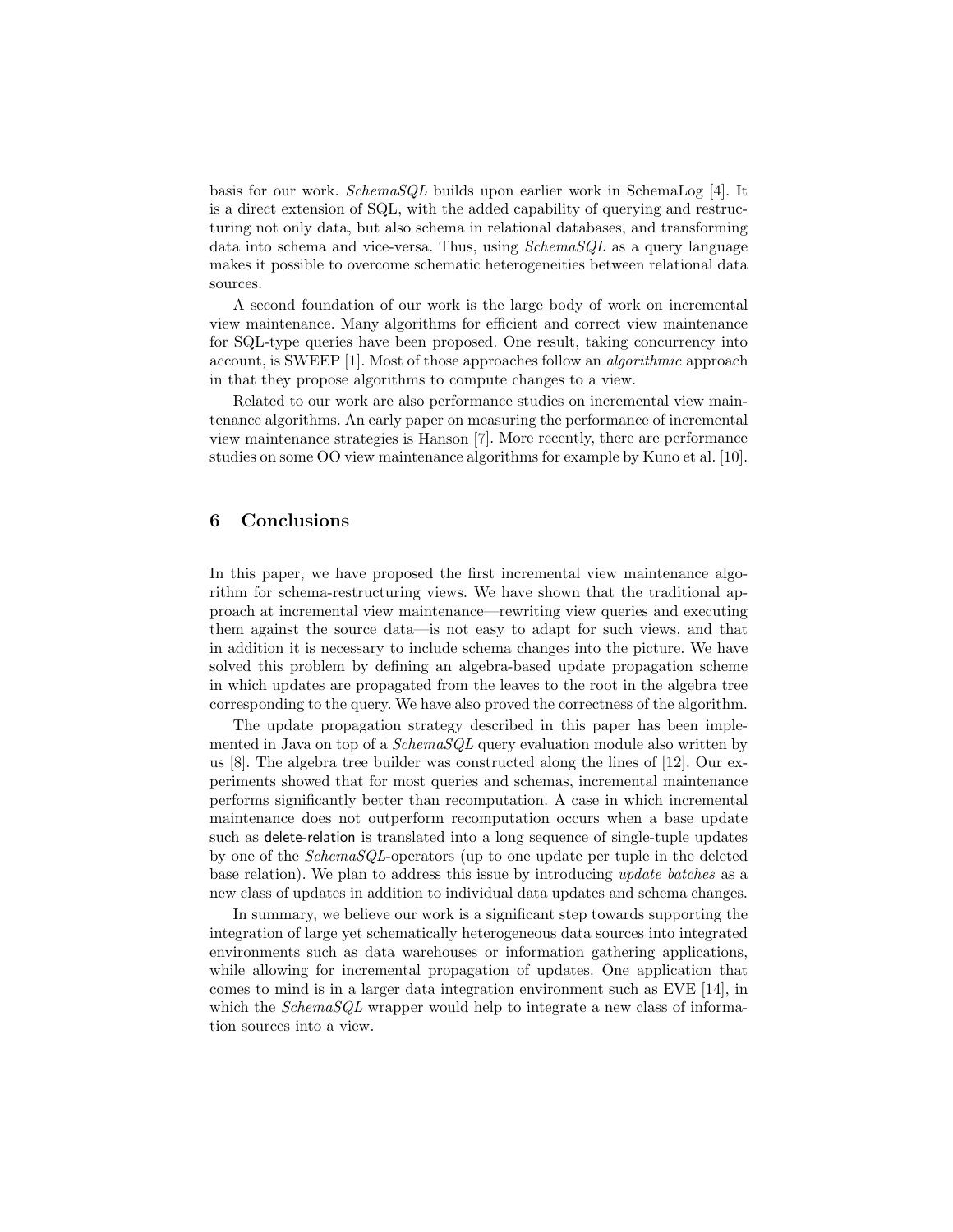basis for our work. *SchemaSQL* builds upon earlier work in SchemaLog [4]. It is a direct extension of SQL, with the added capability of querying and restructuring not only data, but also schema in relational databases, and transforming data into schema and vice-versa. Thus, using *SchemaSQL* as a query language makes it possible to overcome schematic heterogeneities between relational data sources.

A second foundation of our work is the large body of work on incremental view maintenance. Many algorithms for efficient and correct view maintenance for SQL-type queries have been proposed. One result, taking concurrency into account, is SWEEP [1]. Most of those approaches follow an *algorithmic* approach in that they propose algorithms to compute changes to a view.

Related to our work are also performance studies on incremental view maintenance algorithms. An early paper on measuring the performance of incremental view maintenance strategies is Hanson [7]. More recently, there are performance studies on some OO view maintenance algorithms for example by Kuno et al. [10].

## 6 Conclusions

In this paper, we have proposed the first incremental view maintenance algorithm for schema-restructuring views. We have shown that the traditional approach at incremental view maintenance—rewriting view queries and executing them against the source data—is not easy to adapt for such views, and that in addition it is necessary to include schema changes into the picture. We have solved this problem by defining an algebra-based update propagation scheme in which updates are propagated from the leaves to the root in the algebra tree corresponding to the query. We have also proved the correctness of the algorithm.

The update propagation strategy described in this paper has been implemented in Java on top of a *SchemaSQL* query evaluation module also written by us [8]. The algebra tree builder was constructed along the lines of [12]. Our experiments showed that for most queries and schemas, incremental maintenance performs significantly better than recomputation. A case in which incremental maintenance does not outperform recomputation occurs when a base update such as delete-relation is translated into a long sequence of single-tuple updates by one of the *SchemaSQL*-operators (up to one update per tuple in the deleted base relation). We plan to address this issue by introducing *update batches* as a new class of updates in addition to individual data updates and schema changes.

In summary, we believe our work is a significant step towards supporting the integration of large yet schematically heterogeneous data sources into integrated environments such as data warehouses or information gathering applications, while allowing for incremental propagation of updates. One application that comes to mind is in a larger data integration environment such as EVE [14], in which the *SchemaSQL* wrapper would help to integrate a new class of information sources into a view.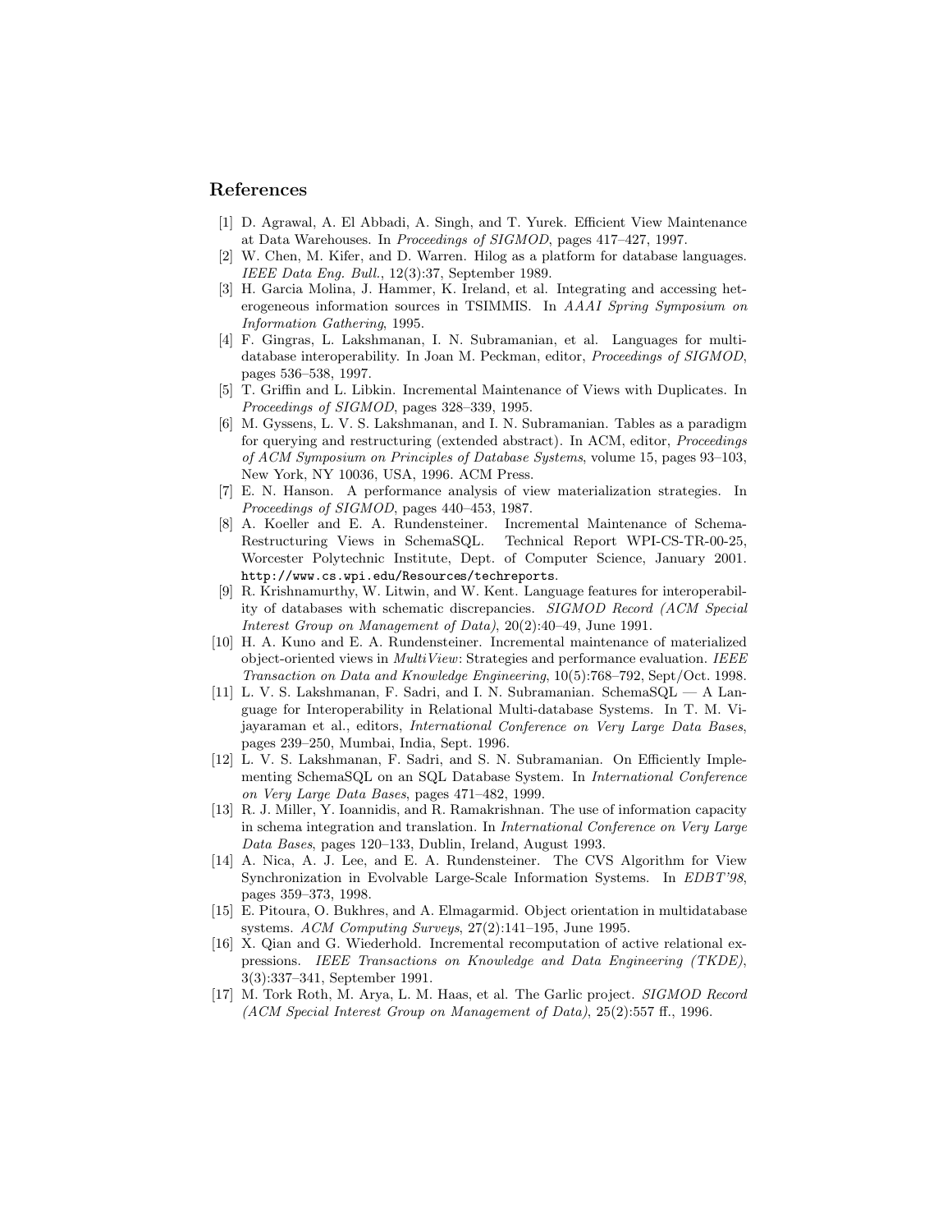## References

1. [1] D. Agrawal, A. El Abbadi, A. Singh, and T. Yurek. Efficient View Maintenance at Data Warehouses. In *Proceedings of SIGMOD*, pages 417–427, 1997.
2. [2] W. Chen, M. Kifer, and D. Warren. Hilog as a platform for database languages. *IEEE Data Eng. Bull.*, 12(3):37, September 1989.
3. [3] H. Garcia Molina, J. Hammer, K. Ireland, et al. Integrating and accessing heterogeneous information sources in TSIMMIS. In *AAAI Spring Symposium on Information Gathering*, 1995.
4. [4] F. Gingras, L. Lakshmanan, I. N. Subramanian, et al. Languages for multi-database interoperability. In Joan M. Peckman, editor, *Proceedings of SIGMOD*, pages 536–538, 1997.
5. [5] T. Griffin and L. Libkin. Incremental Maintenance of Views with Duplicates. In *Proceedings of SIGMOD*, pages 328–339, 1995.
6. [6] M. Gyssens, L. V. S. Lakshmanan, and I. N. Subramanian. Tables as a paradigm for querying and restructuring (extended abstract). In ACM, editor, *Proceedings of ACM Symposium on Principles of Database Systems*, volume 15, pages 93–103, New York, NY 10036, USA, 1996. ACM Press.
7. [7] E. N. Hanson. A performance analysis of view materialization strategies. In *Proceedings of SIGMOD*, pages 440–453, 1987.
8. [8] A. Koeller and E. A. Rundensteiner. Incremental Maintenance of Schema-Restructuring Views in SchemaSQL. Technical Report WPI-CS-TR-00-25, Worcester Polytechnic Institute, Dept. of Computer Science, January 2001. http://www.cs.wpi.edu/Resources/techreports.
9. [9] R. Krishnamurthy, W. Litwin, and W. Kent. Language features for interoperability of databases with schematic discrepancies. *SIGMOD Record (ACM Special Interest Group on Management of Data)*, 20(2):40–49, June 1991.
10. [10] H. A. Kuno and E. A. Rundensteiner. Incremental maintenance of materialized object-oriented views in *MultiView*: Strategies and performance evaluation. *IEEE Transaction on Data and Knowledge Engineering*, 10(5):768–792, Sept/Oct. 1998.
11. [11] L. V. S. Lakshmanan, F. Sadri, and I. N. Subramanian. SchemaSQL — A Language for Interoperability in Relational Multi-database Systems. In T. M. Vijayaraman et al., editors, *International Conference on Very Large Data Bases*, pages 239–250, Mumbai, India, Sept. 1996.
12. [12] L. V. S. Lakshmanan, F. Sadri, and S. N. Subramanian. On Efficiently Implementing SchemaSQL on an SQL Database System. In *International Conference on Very Large Data Bases*, pages 471–482, 1999.
13. [13] R. J. Miller, Y. Ioannidis, and R. Ramakrishnan. The use of information capacity in schema integration and translation. In *International Conference on Very Large Data Bases*, pages 120–133, Dublin, Ireland, August 1993.
14. [14] A. Nica, A. J. Lee, and E. A. Rundensteiner. The CVS Algorithm for View Synchronization in Evolvable Large-Scale Information Systems. In *EDBT'98*, pages 359–373, 1998.
15. [15] E. Pitoura, O. Bukhres, and A. Elmagarmid. Object orientation in multidatabase systems. *ACM Computing Surveys*, 27(2):141–195, June 1995.
16. [16] X. Qian and G. Wiederhold. Incremental recomputation of active relational expressions. *IEEE Transactions on Knowledge and Data Engineering (TKDE)*, 3(3):337–341, September 1991.
17. [17] M. Tork Roth, M. Arya, L. M. Haas, et al. The Garlic project. *SIGMOD Record (ACM Special Interest Group on Management of Data)*, 25(2):557 ff., 1996.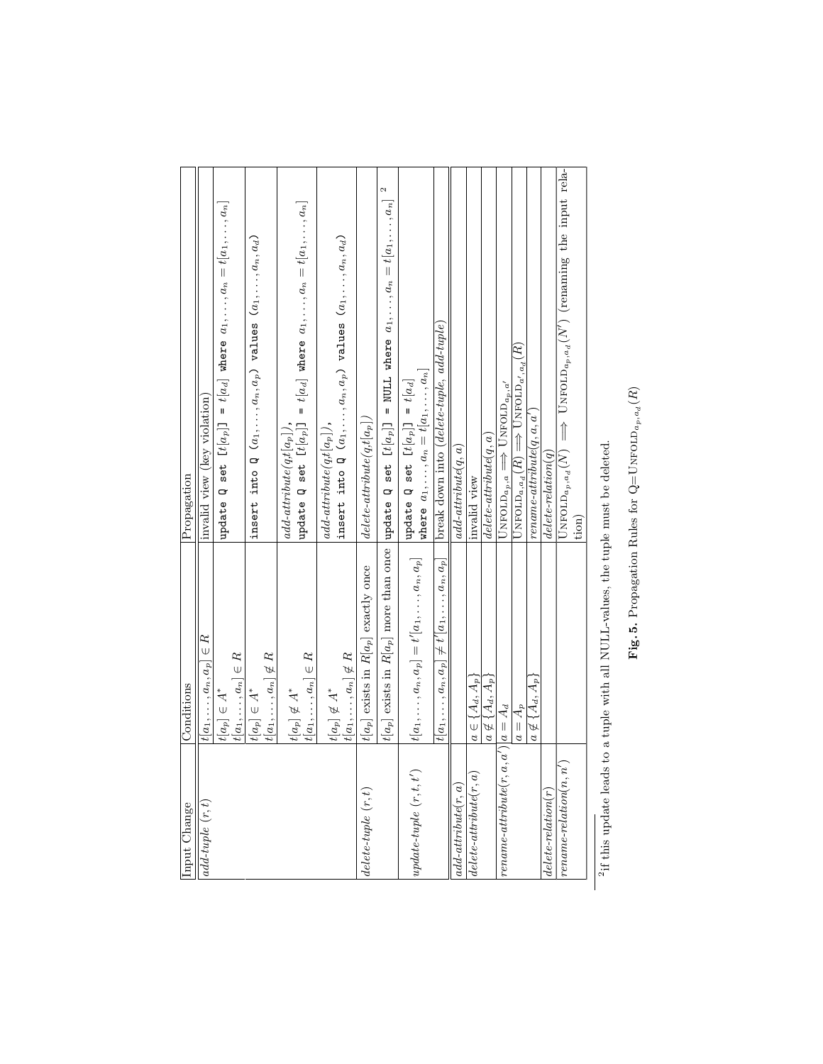| Input Change | Conditions | Propagation |
| --- | --- | --- |
| *add-tuple* $(r,t)$ | $t[a_1,\ldots,a_n,a_p] \in R$ | invalid view (key violation) |
| | $t[a_p] \in A^*$<br>$t[a_1,\ldots,a_n] \in R$ | `update Q set [`$t[a_p]$`] = `$t[a_d]$` where `$a_1,\ldots,a_n = t[a_1,\ldots,a_n]$ |
| | $t[a_p] \in A^*$<br>$t[a_1,\ldots,a_n] \notin R$ | `insert into Q (`$a_1,\ldots,a_n,a_p$`) values (`$a_1,\ldots,a_n,a_d$`)` |
| | $t[a_p] \notin A^*$<br>$t[a_1,\ldots,a_n] \in R$ | *add-attribute*$(q,t[a_p])$,<br>`update Q set [`$t[a_p]$`] = `$t[a_d]$` where `$a_1,\ldots,a_n = t[a_1,\ldots,a_n]$ |
| | $t[a_p] \notin A^*$<br>$t[a_1,\ldots,a_n] \notin R$ | *add-attribute*$(q,t[a_p])$,<br>`insert into Q (`$a_1,\ldots,a_n,a_p$`) values (`$a_1,\ldots,a_n,a_d$`)` |
| *delete-tuple* $(r,t)$ | $t[a_p]$ exists in $R[a_p]$ exactly once | *delete-attribute*$(q,t[a_p])$ |
| | $t[a_p]$ exists in $R[a_p]$ more than once | `update Q set [`$t[a_p]$`] = NULL where `$a_1,\ldots,a_n = t[a_1,\ldots,a_n]$ [2] |
| *update-tuple* $(r,t,t')$ | $t[a_1,\ldots,a_n,a_p] = t'[a_1,\ldots,a_n,a_p]$ | `update Q set [`$t[a_p]$`] = `$t[a_d]$<br>`where `$a_1,\ldots,a_n = t[a_1,\ldots,a_n]$ |
| | $t[a_1,\ldots,a_n,a_p] \neq t'[a_1,\ldots,a_n,a_p]$ | break down into (*delete-tuple*, *add-tuple*) |
| *add-attribute*$(r,a)$ | | *add-attribute*$(q,a)$ |
| *delete-attribute*$(r,a)$ | $a \in \{A_d,A_p\}$ | invalid view |
| | $a \notin \{A_d,A_p\}$ | *delete-attribute*$(q,a)$ |
| *rename-attribute*$(r,a,a')$ | $a = A_d$ | $\text{UNFOLD}_{a_p,a} \Longrightarrow \text{UNFOLD}_{a_p,a'}$ |
| | $a = A_p$ | $\text{UNFOLD}_{a,a_d}(R) \Longrightarrow \text{UNFOLD}_{a',a_d}(R)$ |
| | $a \notin \{A_d,A_p\}$ | *rename-attribute*$(q,a,a')$ |
| *delete-relation*$(r)$ | | *delete-relation*$(q)$ |
| *rename-relation*$(n,n')$ | | $\text{UNFOLD}_{a_p,a_d}(N) \Longrightarrow \text{UNFOLD}_{a_p,a_d}(N')$ (renaming the input relation) |

[2] if this update leads to a tuple with all NULL-values, the tuple must be deleted.

**Fig. 5.** Propagation Rules for Q=$\text{UNFOLD}_{a_p,a_d}(R)$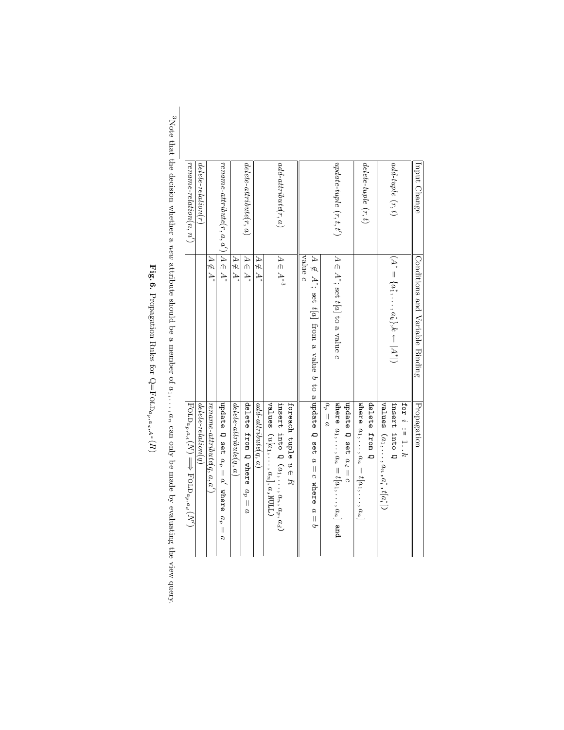| Input Change | Conditions and Variable Binding | Propagation |
|---|---|---|
| *add-tuple* $(r, t)$ | $(A^* = \{a^*_1, \ldots, a^*_k\}, k \leftarrow \lvert A^* \rvert)$ | `for` $i$ `:= 1..`$k$ `insert into Q values (`$a_1, \ldots, a_n$`,`$a^*_i$`,`$t[a^*_i]$`)` |
| *delete-tuple* $(r, t)$ | | `delete from Q where` $a_1, \ldots, a_n = t[a_1, \ldots, a_n]$ |
| *update-tuple* $(r, t, t')$ | $A \in A^*$; set $t[a]$ to a value $c$ | `update Q set` $a_d = c$ `where` $a_1, \ldots, a_n = t[a_1, \ldots, a_n]$ `and` $a_p = a$ |
| | $A \notin A^*$; set $t[a]$ from a value $b$ to a value $c$ | `update Q set` $a = c$ `where` $a = b$ |
| *add-attribute*$(r, a)$ | $A \in A^*$[3] | `foreach tuple` $u \in R$ `insert into Q (`$a_1, \ldots, a_n, a_p, a_d$`) values (`$u[a_1, \ldots, a_n]$`,`$a$`,NULL)` |
| | $A \notin A^*$ | *add-attribute*$(q, a)$ |
| *delete-attribute*$(r, a)$ | $A \in A^*$ | `delete from Q where` $a_p = a$ |
| | $A \notin A^*$ | *delete-attribute*$(q, a)$ |
| *rename-attribute*$(r, a, a')$ | $A \in A^*$ | `update Q set` $a_p = a'$ `where` $a_p = a$ |
| | $A \notin A^*$ | *rename-attribute*$(q, a, a')$ |
| *delete-relation*$(r)$ | | *delete-relation*$(q)$ |
| *rename-relation*$(n, n')$ | | $\text{FOLD}_{a_p, a_d}(N) \Longrightarrow \text{FOLD}_{a_p, a_d}(N')$ |

**Fig. 6.** Propagation Rules for Q=$\text{FOLD}_{a_p, a_d, A^*}(R)$

[3] Note that the decision whether a *new* attribute should be a member of $a_1, \ldots, a_n$ can only be made by evaluating the view query.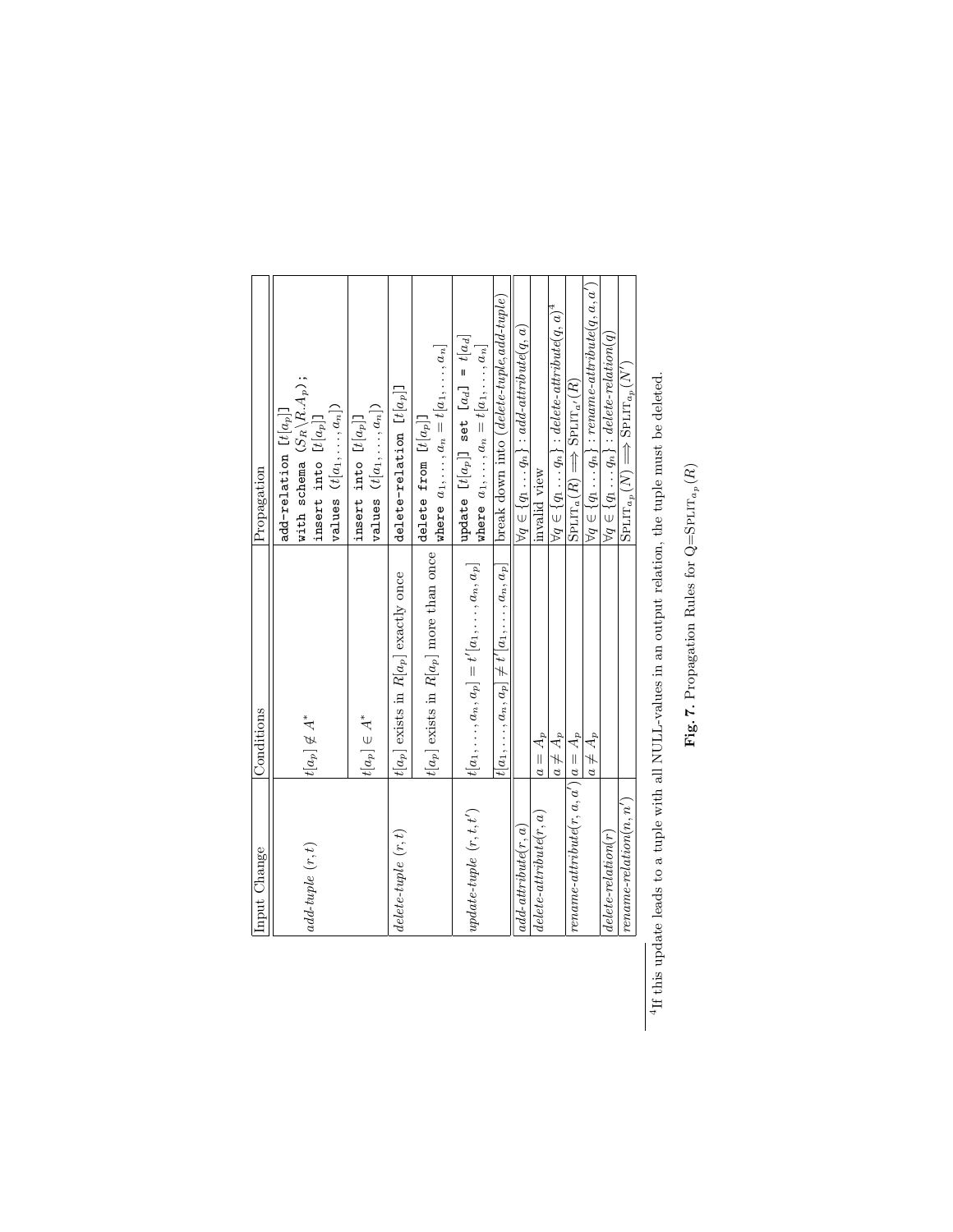| Input Change | Conditions | Propagation |
| --- | --- | --- |
| *add-tuple* $(r, t)$ | $t[a_p] \notin A^*$ | `add-relation [`$t[a_p]$`]` `with schema (`$S_R \setminus R.A_p$`);` `insert into [`$t[a_p]$`]` `values (`$t[a_1, \ldots, a_n]$`)` |
| | $t[a_p] \in A^*$ | `insert into [`$t[a_p]$`]` `values (`$t[a_1, \ldots, a_n]$`)` |
| *delete-tuple* $(r, t)$ | $t[a_p]$ exists in $R[a_p]$ exactly once | `delete-relation [`$t[a_p]$`]` |
| | $t[a_p]$ exists in $R[a_p]$ more than once | `delete from [`$t[a_p]$`]` `where` $a_1, \ldots, a_n = t[a_1, \ldots, a_n]$ |
| *update-tuple* $(r, t, t')$ | $t[a_1, \ldots, a_n, a_p] = t'[a_1, \ldots, a_n, a_p]$ | `update [`$t[a_p]$`] set [`$a_d$`] = `$t[a_d]$ `where` $a_1, \ldots, a_n = t[a_1, \ldots, a_n]$ |
| | $t[a_1, \ldots, a_n, a_p] \neq t'[a_1, \ldots, a_n, a_p]$ | break down into (*delete-tuple*, *add-tuple*) |
| *add-attribute*$(r, a)$ | | $\forall q \in \{q_1 \ldots q_n\}$ : *add-attribute*$(q, a)$ |
| *delete-attribute*$(r, a)$ | $a = A_p$ | invalid view |
| | $a \neq A_p$ | $\forall q \in \{q_1 \ldots q_n\}$ : *delete-attribute*$(q, a)$[4] |
| *rename-attribute*$(r, a, a')$ | $a = A_p$ | $\text{SPLIT}_a(R) \Longrightarrow \text{SPLIT}_{a'}(R)$ |
| | $a \neq A_p$ | $\forall q \in \{q_1 \ldots q_n\}$ : *rename-attribute*$(q, a, a')$ |
| *delete-relation*$(r)$ | | $\forall q \in \{q_1 \ldots q_n\}$ : *delete-relation*$(q)$ |
| *rename-relation*$(n, n')$ | | $\text{SPLIT}_{a_p}(N) \Longrightarrow \text{SPLIT}_{a_p}(N')$ |

[4] If this update leads to a tuple with all NULL-values in an output relation, the tuple must be deleted.

**Fig. 7.** Propagation Rules for Q=$\text{SPLIT}_{a_p}(R)$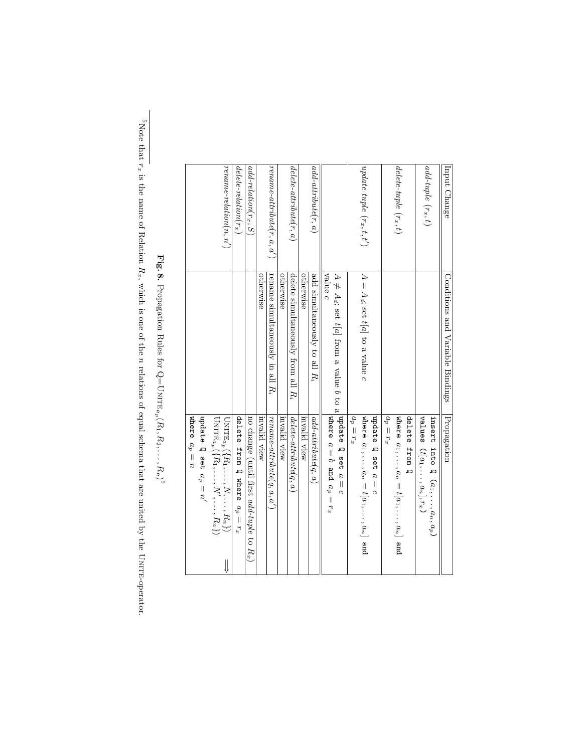| Input Change | Conditions and Variable Bindings | Propagation |
|---|---|---|
| *add-tuple* $(r_x, t)$ | | `insert into Q` $(a_1, \ldots, a_n, a_p)$ `values` $(t[a_1, \ldots, a_n], r_x)$ |
| *delete-tuple* $(r_x, t)$ | | `delete from Q` `where` $a_1, \ldots, a_n = t[a_1, \ldots, a_n]$ `and` $a_p = r_x$ |
| *update-tuple* $(r_x, t, t')$ | $A = A_d$; set $t[a]$ to a value $c$ | `update Q set` $a = c$ `where` $a_1, \ldots, a_n = t[a_1, \ldots, a_n]$ `and` $a_p = r_x$ |
| | $A \neq A_d$; set $t[a]$ from a value $b$ to a value $c$ | `update Q set` $a = c$ `where` $a = b$ `and` $a_p = r_x$ |
| *add-attribute*$(r, a)$ | add simultaneously to all $R_i$ | *add-attribute*$(q, a)$ |
| | otherwise | invalid view |
| *delete-attribute*$(r, a)$ | delete simultaneously from all $R_i$ | *delete-attribute*$(q, a)$ |
| | otherwise | invalid view |
| *rename-attribute*$(r, a, a')$ | rename simultaneously in all $R_i$ | *rename-attribute*$(q, a, a')$ |
| | otherwise | invalid view |
| *add-relation*$(r_x, S)$ | | no change (until first *add-tuple* to $R_x$) |
| *delete-relation*$(r_x)$ | | `delete from Q where` $a_p = r_x$ |
| *rename-relation*$(n, n')$ | | $\text{UNITE}_{a_p}(\{R_1, \ldots, N, \ldots, R_n\}) \Longrightarrow \text{UNITE}_{a_p}(\{R_1, \ldots, N', \ldots, R_n\})$ `update Q set` $a_p = n'$ `where` $a_p = n$ |

**Fig. 8.** Propagation Rules for Q=$\text{UNITE}_{a_p}(R_1, R_2, \ldots, R_n)$[5]

[5] Note that $r_x$ is the name of Relation $R_x$, which is one of the $n$ relations of equal schema that are united by the UNITE-operator.